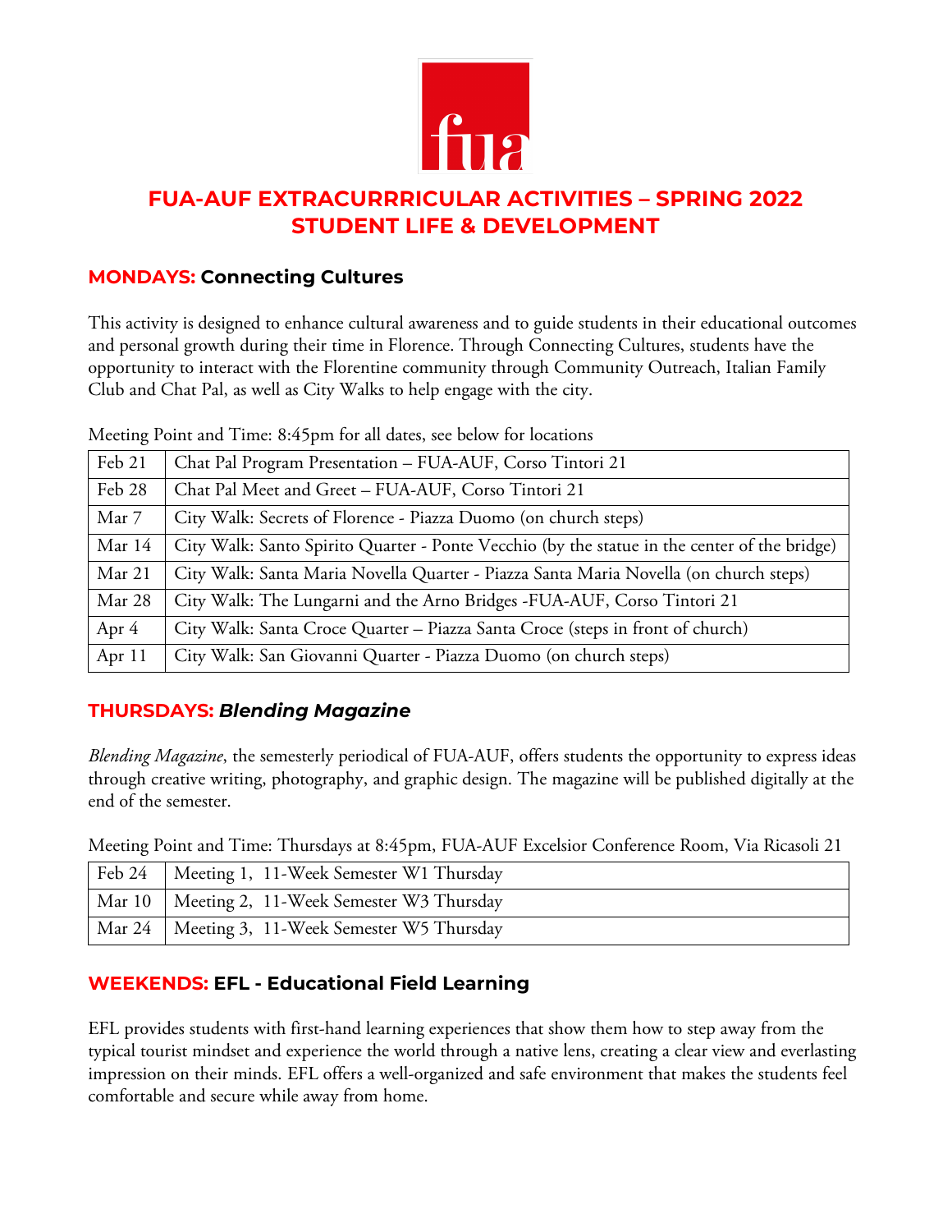# FUA-AUF EXTRACURRRICULAR ACTIVITIES – SPRING 2022
# STUDENT LIFE & DEVELOPMENT

## MONDAYS: Connecting Cultures

This activity is designed to enhance cultural awareness and to guide students in their educational outcomes and personal growth during their time in Florence. Through Connecting Cultures, students have the opportunity to interact with the Florentine community through Community Outreach, Italian Family Club and Chat Pal, as well as City Walks to help engage with the city.

Meeting Point and Time: 8:45pm for all dates, see below for locations

| | |
|---|---|
| Feb 21 | Chat Pal Program Presentation – FUA-AUF, Corso Tintori 21 |
| Feb 28 | Chat Pal Meet and Greet – FUA-AUF, Corso Tintori 21 |
| Mar 7 | City Walk: Secrets of Florence - Piazza Duomo (on church steps) |
| Mar 14 | City Walk: Santo Spirito Quarter - Ponte Vecchio (by the statue in the center of the bridge) |
| Mar 21 | City Walk: Santa Maria Novella Quarter - Piazza Santa Maria Novella (on church steps) |
| Mar 28 | City Walk: The Lungarni and the Arno Bridges -FUA-AUF, Corso Tintori 21 |
| Apr 4 | City Walk: Santa Croce Quarter – Piazza Santa Croce (steps in front of church) |
| Apr 11 | City Walk: San Giovanni Quarter - Piazza Duomo (on church steps) |

## THURSDAYS: *Blending Magazine*

*Blending Magazine*, the semesterly periodical of FUA-AUF, offers students the opportunity to express ideas through creative writing, photography, and graphic design. The magazine will be published digitally at the end of the semester.

Meeting Point and Time: Thursdays at 8:45pm, FUA-AUF Excelsior Conference Room, Via Ricasoli 21

| | |
|---|---|
| Feb 24 | Meeting 1, 11-Week Semester W1 Thursday |
| Mar 10 | Meeting 2, 11-Week Semester W3 Thursday |
| Mar 24 | Meeting 3, 11-Week Semester W5 Thursday |

## WEEKENDS: EFL - Educational Field Learning

EFL provides students with first-hand learning experiences that show them how to step away from the typical tourist mindset and experience the world through a native lens, creating a clear view and everlasting impression on their minds. EFL offers a well-organized and safe environment that makes the students feel comfortable and secure while away from home.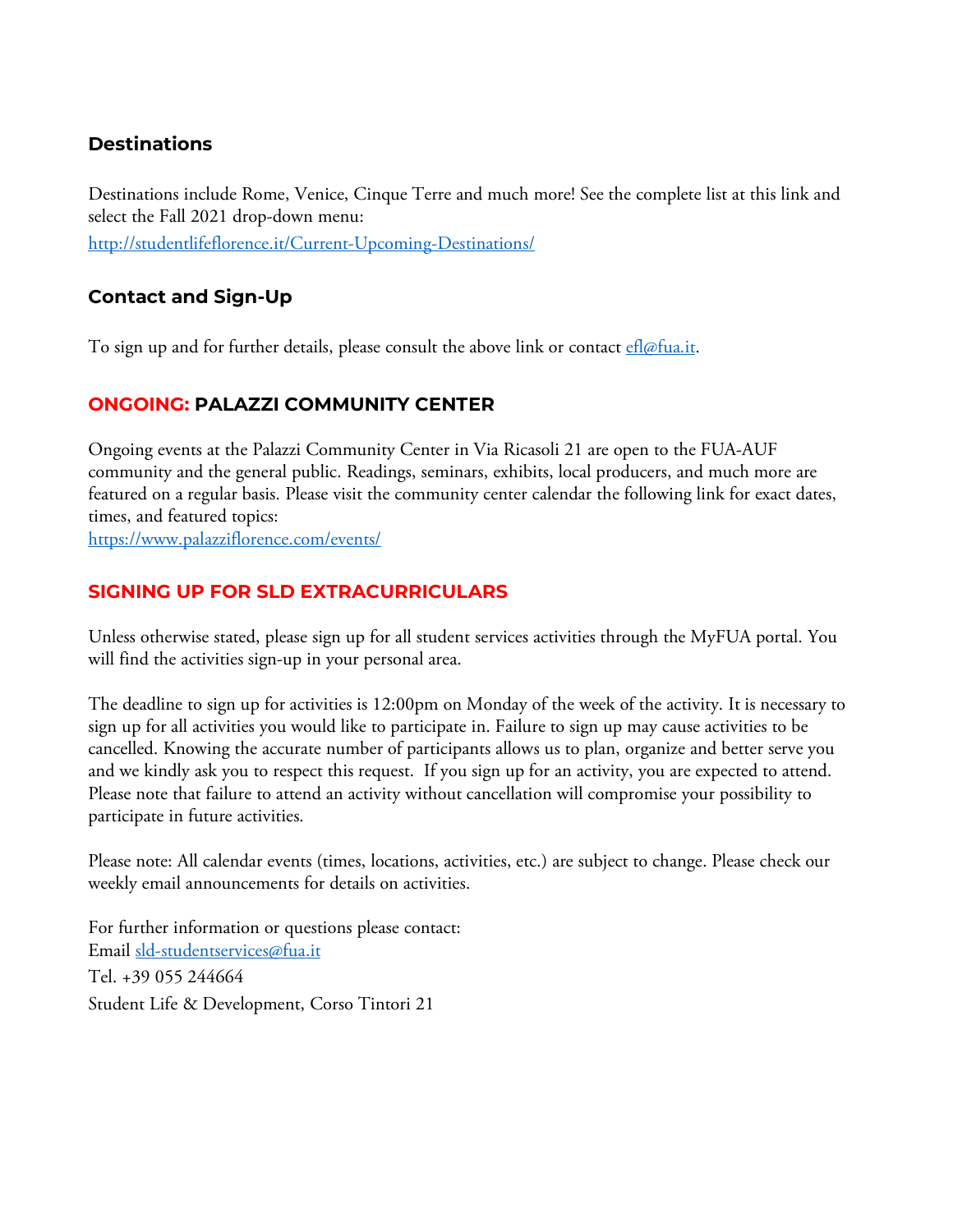### Destinations

Destinations include Rome, Venice, Cinque Terre and much more! See the complete list at this link and select the Fall 2021 drop-down menu:
http://studentlifeflorence.it/Current-Upcoming-Destinations/

### Contact and Sign-Up

To sign up and for further details, please consult the above link or contact efl@fua.it.

## ONGOING: PALAZZI COMMUNITY CENTER

Ongoing events at the Palazzi Community Center in Via Ricasoli 21 are open to the FUA-AUF community and the general public. Readings, seminars, exhibits, local producers, and much more are featured on a regular basis. Please visit the community center calendar the following link for exact dates, times, and featured topics:
https://www.palazziflorence.com/events/

## SIGNING UP FOR SLD EXTRACURRICULARS

Unless otherwise stated, please sign up for all student services activities through the MyFUA portal. You will find the activities sign-up in your personal area.

The deadline to sign up for activities is 12:00pm on Monday of the week of the activity. It is necessary to sign up for all activities you would like to participate in. Failure to sign up may cause activities to be cancelled. Knowing the accurate number of participants allows us to plan, organize and better serve you and we kindly ask you to respect this request. If you sign up for an activity, you are expected to attend. Please note that failure to attend an activity without cancellation will compromise your possibility to participate in future activities.

Please note: All calendar events (times, locations, activities, etc.) are subject to change. Please check our weekly email announcements for details on activities.

For further information or questions please contact:
Email sld-studentservices@fua.it
Tel. +39 055 244664
Student Life & Development, Corso Tintori 21